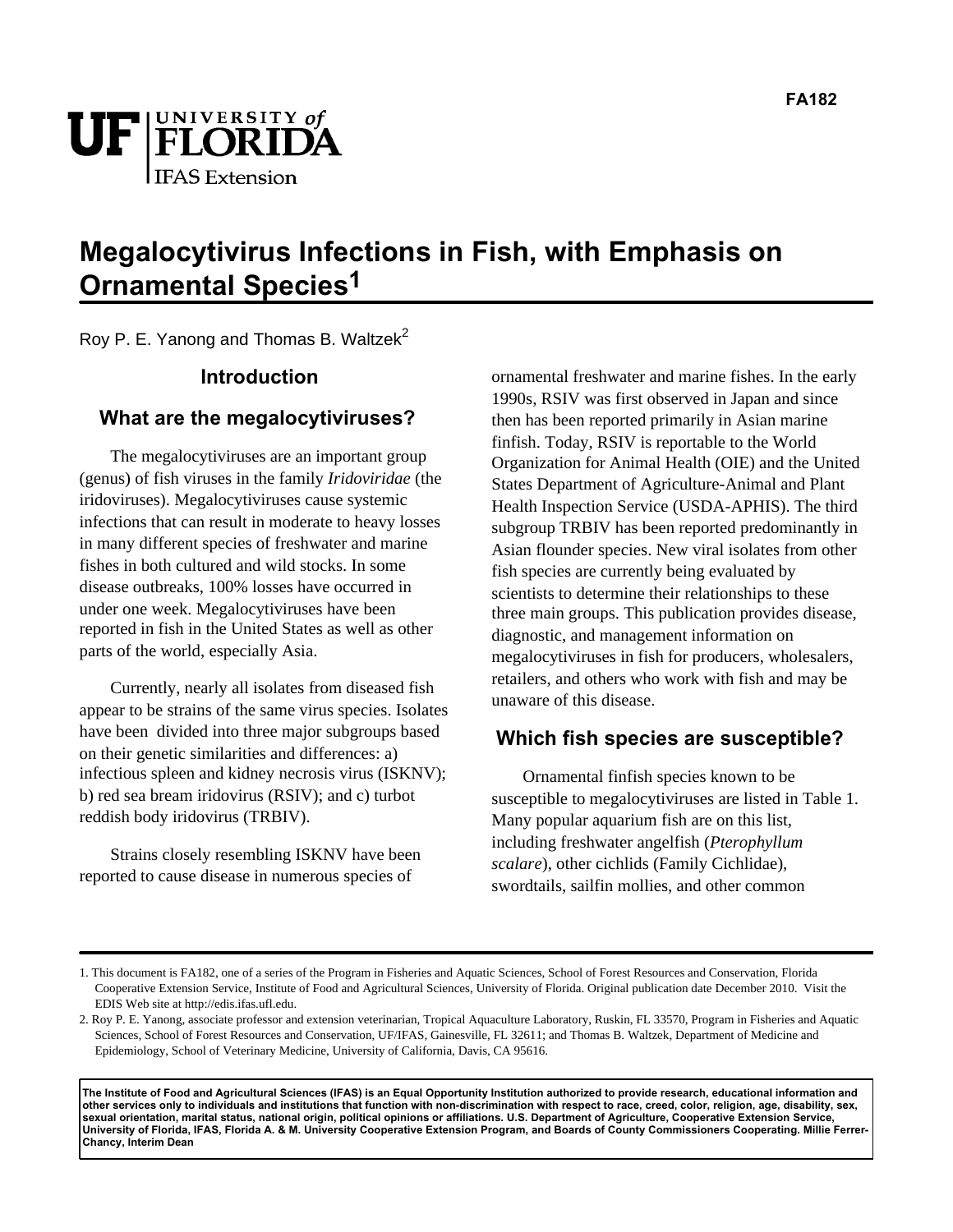FA182

# Megalocytivirus Infections in Fish, with Emphasis on Ornamental Species[1]

Roy P. E. Yanong and Thomas B. Waltzek[2]

## Introduction

### What are the megalocytiviruses?

The megalocytiviruses are an important group (genus) of fish viruses in the family *Iridoviridae* (the iridoviruses). Megalocytiviruses cause systemic infections that can result in moderate to heavy losses in many different species of freshwater and marine fishes in both cultured and wild stocks. In some disease outbreaks, 100% losses have occurred in under one week. Megalocytiviruses have been reported in fish in the United States as well as other parts of the world, especially Asia.

Currently, nearly all isolates from diseased fish appear to be strains of the same virus species. Isolates have been divided into three major subgroups based on their genetic similarities and differences: a) infectious spleen and kidney necrosis virus (ISKNV); b) red sea bream iridovirus (RSIV); and c) turbot reddish body iridovirus (TRBIV).

Strains closely resembling ISKNV have been reported to cause disease in numerous species of ornamental freshwater and marine fishes. In the early 1990s, RSIV was first observed in Japan and since then has been reported primarily in Asian marine finfish. Today, RSIV is reportable to the World Organization for Animal Health (OIE) and the United States Department of Agriculture-Animal and Plant Health Inspection Service (USDA-APHIS). The third subgroup TRBIV has been reported predominantly in Asian flounder species. New viral isolates from other fish species are currently being evaluated by scientists to determine their relationships to these three main groups. This publication provides disease, diagnostic, and management information on megalocytiviruses in fish for producers, wholesalers, retailers, and others who work with fish and may be unaware of this disease.

### Which fish species are susceptible?

Ornamental finfish species known to be susceptible to megalocytiviruses are listed in Table 1. Many popular aquarium fish are on this list, including freshwater angelfish (*Pterophyllum scalare*), other cichlids (Family Cichlidae), swordtails, sailfin mollies, and other common

1. This document is FA182, one of a series of the Program in Fisheries and Aquatic Sciences, School of Forest Resources and Conservation, Florida Cooperative Extension Service, Institute of Food and Agricultural Sciences, University of Florida. Original publication date December 2010. Visit the EDIS Web site at http://edis.ifas.ufl.edu.

2. Roy P. E. Yanong, associate professor and extension veterinarian, Tropical Aquaculture Laboratory, Ruskin, FL 33570, Program in Fisheries and Aquatic Sciences, School of Forest Resources and Conservation, UF/IFAS, Gainesville, FL 32611; and Thomas B. Waltzek, Department of Medicine and Epidemiology, School of Veterinary Medicine, University of California, Davis, CA 95616.

**The Institute of Food and Agricultural Sciences (IFAS) is an Equal Opportunity Institution authorized to provide research, educational information and other services only to individuals and institutions that function with non-discrimination with respect to race, creed, color, religion, age, disability, sex, sexual orientation, marital status, national origin, political opinions or affiliations. U.S. Department of Agriculture, Cooperative Extension Service, University of Florida, IFAS, Florida A. & M. University Cooperative Extension Program, and Boards of County Commissioners Cooperating. Millie Ferrer-Chancy, Interim Dean**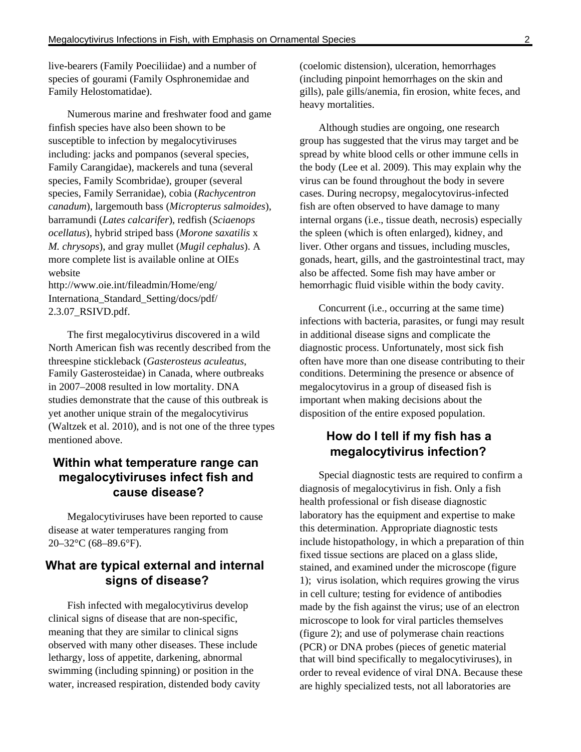live-bearers (Family Poeciliidae) and a number of species of gourami (Family Osphronemidae and Family Helostomatidae).

Numerous marine and freshwater food and game finfish species have also been shown to be susceptible to infection by megalocytiviruses including: jacks and pompanos (several species, Family Carangidae), mackerels and tuna (several species, Family Scombridae), grouper (several species, Family Serranidae), cobia (*Rachycentron canadum*), largemouth bass (*Micropterus salmoides*), barramundi (*Lates calcarifer*), redfish (*Sciaenops ocellatus*), hybrid striped bass (*Morone saxatilis* x *M. chrysops*), and gray mullet (*Mugil cephalus*). A more complete list is available online at OIEs website http://www.oie.int/fileadmin/Home/eng/Internationa_Standard_Setting/docs/pdf/2.3.07_RSIVD.pdf.

The first megalocytivirus discovered in a wild North American fish was recently described from the threespine stickleback (*Gasterosteus aculeatus*, Family Gasterosteidae) in Canada, where outbreaks in 2007–2008 resulted in low mortality. DNA studies demonstrate that the cause of this outbreak is yet another unique strain of the megalocytivirus (Waltzek et al. 2010), and is not one of the three types mentioned above.

## Within what temperature range can megalocytiviruses infect fish and cause disease?

Megalocytiviruses have been reported to cause disease at water temperatures ranging from 20–32°C (68–89.6°F).

## What are typical external and internal signs of disease?

Fish infected with megalocytivirus develop clinical signs of disease that are non-specific, meaning that they are similar to clinical signs observed with many other diseases. These include lethargy, loss of appetite, darkening, abnormal swimming (including spinning) or position in the water, increased respiration, distended body cavity (coelomic distension), ulceration, hemorrhages (including pinpoint hemorrhages on the skin and gills), pale gills/anemia, fin erosion, white feces, and heavy mortalities.

Although studies are ongoing, one research group has suggested that the virus may target and be spread by white blood cells or other immune cells in the body (Lee et al. 2009). This may explain why the virus can be found throughout the body in severe cases. During necropsy, megalocytovirus-infected fish are often observed to have damage to many internal organs (i.e., tissue death, necrosis) especially the spleen (which is often enlarged), kidney, and liver. Other organs and tissues, including muscles, gonads, heart, gills, and the gastrointestinal tract, may also be affected. Some fish may have amber or hemorrhagic fluid visible within the body cavity.

Concurrent (i.e., occurring at the same time) infections with bacteria, parasites, or fungi may result in additional disease signs and complicate the diagnostic process. Unfortunately, most sick fish often have more than one disease contributing to their conditions. Determining the presence or absence of megalocytovirus in a group of diseased fish is important when making decisions about the disposition of the entire exposed population.

## How do I tell if my fish has a megalocytivirus infection?

Special diagnostic tests are required to confirm a diagnosis of megalocytivirus in fish. Only a fish health professional or fish disease diagnostic laboratory has the equipment and expertise to make this determination. Appropriate diagnostic tests include histopathology, in which a preparation of thin fixed tissue sections are placed on a glass slide, stained, and examined under the microscope (figure 1); virus isolation, which requires growing the virus in cell culture; testing for evidence of antibodies made by the fish against the virus; use of an electron microscope to look for viral particles themselves (figure 2); and use of polymerase chain reactions (PCR) or DNA probes (pieces of genetic material that will bind specifically to megalocytiviruses), in order to reveal evidence of viral DNA. Because these are highly specialized tests, not all laboratories are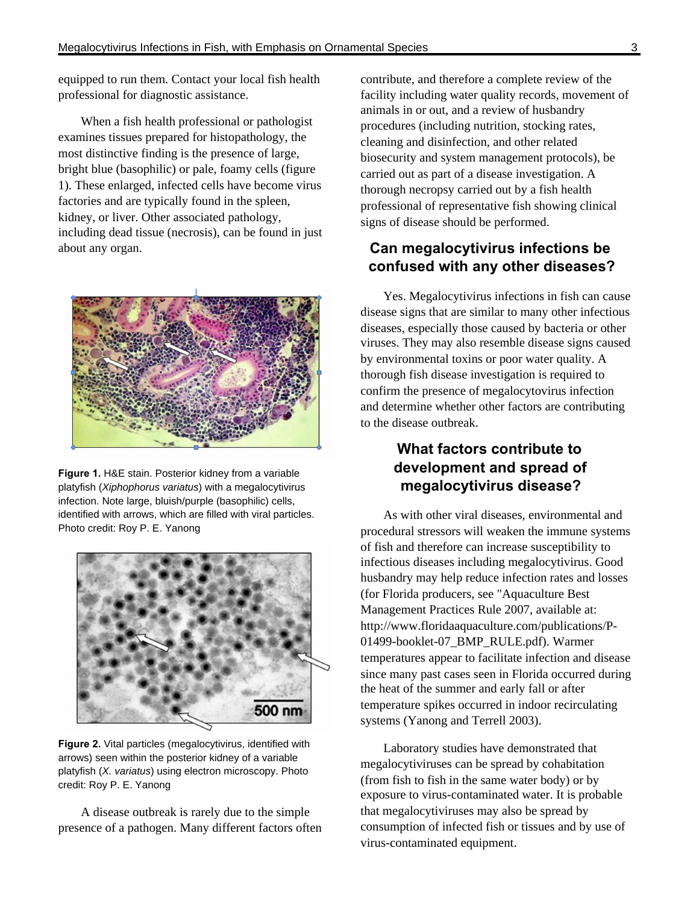equipped to run them. Contact your local fish health professional for diagnostic assistance.

When a fish health professional or pathologist examines tissues prepared for histopathology, the most distinctive finding is the presence of large, bright blue (basophilic) or pale, foamy cells (figure 1). These enlarged, infected cells have become virus factories and are typically found in the spleen, kidney, or liver. Other associated pathology, including dead tissue (necrosis), can be found in just about any organ.

**Figure 1.** H&E stain. Posterior kidney from a variable platyfish (*Xiphophorus variatus*) with a megalocytivirus infection. Note large, bluish/purple (basophilic) cells, identified with arrows, which are filled with viral particles. Photo credit: Roy P. E. Yanong

**Figure 2.** Vital particles (megalocytivirus, identified with arrows) seen within the posterior kidney of a variable platyfish (*X. variatus*) using electron microscopy. Photo credit: Roy P. E. Yanong

A disease outbreak is rarely due to the simple presence of a pathogen. Many different factors often contribute, and therefore a complete review of the facility including water quality records, movement of animals in or out, and a review of husbandry procedures (including nutrition, stocking rates, cleaning and disinfection, and other related biosecurity and system management protocols), be carried out as part of a disease investigation. A thorough necropsy carried out by a fish health professional of representative fish showing clinical signs of disease should be performed.

## Can megalocytivirus infections be confused with any other diseases?

Yes. Megalocytivirus infections in fish can cause disease signs that are similar to many other infectious diseases, especially those caused by bacteria or other viruses. They may also resemble disease signs caused by environmental toxins or poor water quality. A thorough fish disease investigation is required to confirm the presence of megalocytovirus infection and determine whether other factors are contributing to the disease outbreak.

## What factors contribute to development and spread of megalocytivirus disease?

As with other viral diseases, environmental and procedural stressors will weaken the immune systems of fish and therefore can increase susceptibility to infectious diseases including megalocytivirus. Good husbandry may help reduce infection rates and losses (for Florida producers, see "Aquaculture Best Management Practices Rule 2007, available at: http://www.floridaaquaculture.com/publications/P-01499-booklet-07_BMP_RULE.pdf). Warmer temperatures appear to facilitate infection and disease since many past cases seen in Florida occurred during the heat of the summer and early fall or after temperature spikes occurred in indoor recirculating systems (Yanong and Terrell 2003).

Laboratory studies have demonstrated that megalocytiviruses can be spread by cohabitation (from fish to fish in the same water body) or by exposure to virus-contaminated water. It is probable that megalocytiviruses may also be spread by consumption of infected fish or tissues and by use of virus-contaminated equipment.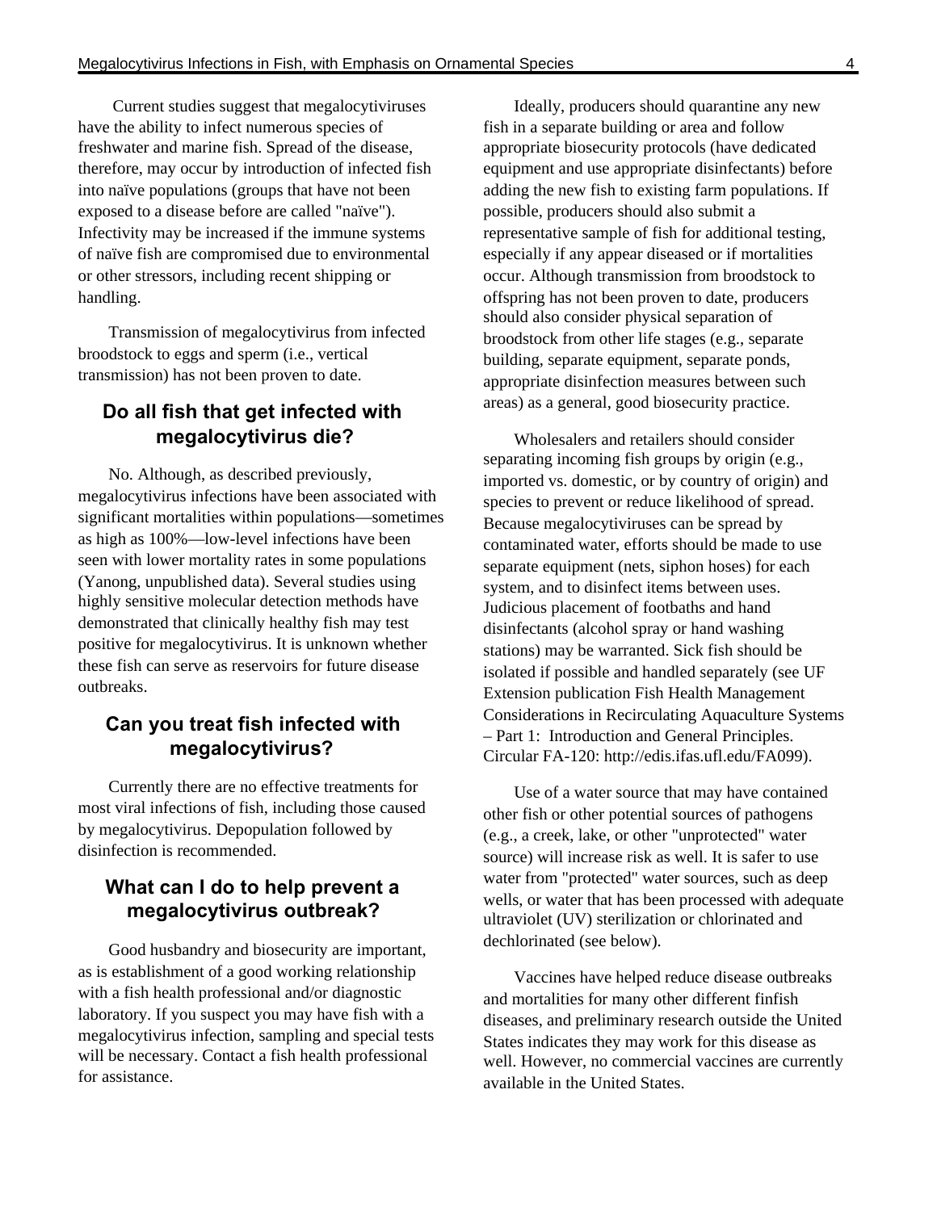Current studies suggest that megalocytiviruses have the ability to infect numerous species of freshwater and marine fish. Spread of the disease, therefore, may occur by introduction of infected fish into naïve populations (groups that have not been exposed to a disease before are called "naïve"). Infectivity may be increased if the immune systems of naïve fish are compromised due to environmental or other stressors, including recent shipping or handling.

Transmission of megalocytivirus from infected broodstock to eggs and sperm (i.e., vertical transmission) has not been proven to date.

## Do all fish that get infected with megalocytivirus die?

No. Although, as described previously, megalocytivirus infections have been associated with significant mortalities within populations—sometimes as high as 100%—low-level infections have been seen with lower mortality rates in some populations (Yanong, unpublished data). Several studies using highly sensitive molecular detection methods have demonstrated that clinically healthy fish may test positive for megalocytivirus. It is unknown whether these fish can serve as reservoirs for future disease outbreaks.

## Can you treat fish infected with megalocytivirus?

Currently there are no effective treatments for most viral infections of fish, including those caused by megalocytivirus. Depopulation followed by disinfection is recommended.

## What can I do to help prevent a megalocytivirus outbreak?

Good husbandry and biosecurity are important, as is establishment of a good working relationship with a fish health professional and/or diagnostic laboratory. If you suspect you may have fish with a megalocytivirus infection, sampling and special tests will be necessary. Contact a fish health professional for assistance.

Ideally, producers should quarantine any new fish in a separate building or area and follow appropriate biosecurity protocols (have dedicated equipment and use appropriate disinfectants) before adding the new fish to existing farm populations. If possible, producers should also submit a representative sample of fish for additional testing, especially if any appear diseased or if mortalities occur. Although transmission from broodstock to offspring has not been proven to date, producers should also consider physical separation of broodstock from other life stages (e.g., separate building, separate equipment, separate ponds, appropriate disinfection measures between such areas) as a general, good biosecurity practice.

Wholesalers and retailers should consider separating incoming fish groups by origin (e.g., imported vs. domestic, or by country of origin) and species to prevent or reduce likelihood of spread. Because megalocytiviruses can be spread by contaminated water, efforts should be made to use separate equipment (nets, siphon hoses) for each system, and to disinfect items between uses. Judicious placement of footbaths and hand disinfectants (alcohol spray or hand washing stations) may be warranted. Sick fish should be isolated if possible and handled separately (see UF Extension publication Fish Health Management Considerations in Recirculating Aquaculture Systems – Part 1: Introduction and General Principles. Circular FA-120: http://edis.ifas.ufl.edu/FA099).

Use of a water source that may have contained other fish or other potential sources of pathogens (e.g., a creek, lake, or other "unprotected" water source) will increase risk as well. It is safer to use water from "protected" water sources, such as deep wells, or water that has been processed with adequate ultraviolet (UV) sterilization or chlorinated and dechlorinated (see below).

Vaccines have helped reduce disease outbreaks and mortalities for many other different finfish diseases, and preliminary research outside the United States indicates they may work for this disease as well. However, no commercial vaccines are currently available in the United States.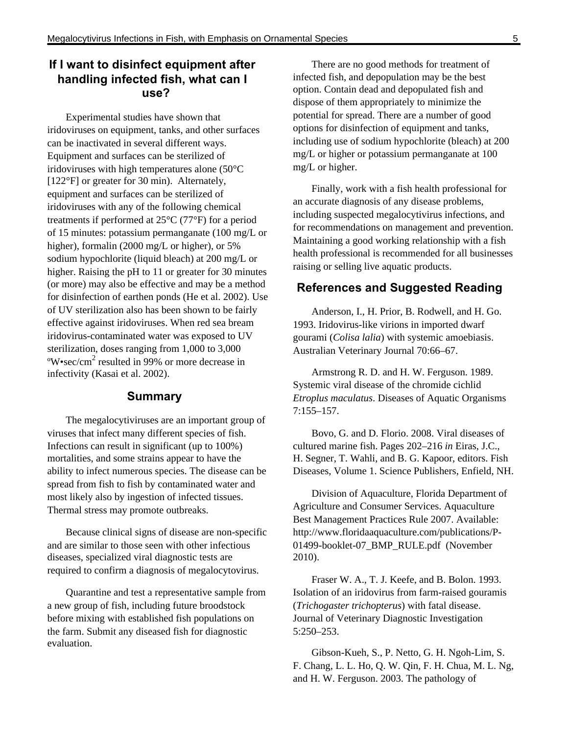## If I want to disinfect equipment after handling infected fish, what can I use?

Experimental studies have shown that iridoviruses on equipment, tanks, and other surfaces can be inactivated in several different ways. Equipment and surfaces can be sterilized of iridoviruses with high temperatures alone (50°C [122°F] or greater for 30 min). Alternately, equipment and surfaces can be sterilized of iridoviruses with any of the following chemical treatments if performed at 25°C (77°F) for a period of 15 minutes: potassium permanganate (100 mg/L or higher), formalin (2000 mg/L or higher), or 5% sodium hypochlorite (liquid bleach) at 200 mg/L or higher. Raising the pH to 11 or greater for 30 minutes (or more) may also be effective and may be a method for disinfection of earthen ponds (He et al. 2002). Use of UV sterilization also has been shown to be fairly effective against iridoviruses. When red sea bream iridovirus-contaminated water was exposed to UV sterilization, doses ranging from 1,000 to 3,000 ºW•sec/cm$^2$ resulted in 99% or more decrease in infectivity (Kasai et al. 2002).

## Summary

The megalocytiviruses are an important group of viruses that infect many different species of fish. Infections can result in significant (up to 100%) mortalities, and some strains appear to have the ability to infect numerous species. The disease can be spread from fish to fish by contaminated water and most likely also by ingestion of infected tissues. Thermal stress may promote outbreaks.

Because clinical signs of disease are non-specific and are similar to those seen with other infectious diseases, specialized viral diagnostic tests are required to confirm a diagnosis of megalocytovirus.

Quarantine and test a representative sample from a new group of fish, including future broodstock before mixing with established fish populations on the farm. Submit any diseased fish for diagnostic evaluation.

There are no good methods for treatment of infected fish, and depopulation may be the best option. Contain dead and depopulated fish and dispose of them appropriately to minimize the potential for spread. There are a number of good options for disinfection of equipment and tanks, including use of sodium hypochlorite (bleach) at 200 mg/L or higher or potassium permanganate at 100 mg/L or higher.

Finally, work with a fish health professional for an accurate diagnosis of any disease problems, including suspected megalocytivirus infections, and for recommendations on management and prevention. Maintaining a good working relationship with a fish health professional is recommended for all businesses raising or selling live aquatic products.

## References and Suggested Reading

Anderson, I., H. Prior, B. Rodwell, and H. Go. 1993. Iridovirus-like virions in imported dwarf gourami (*Colisa lalia*) with systemic amoebiasis. Australian Veterinary Journal 70:66–67.

Armstrong R. D. and H. W. Ferguson. 1989. Systemic viral disease of the chromide cichlid *Etroplus maculatus*. Diseases of Aquatic Organisms 7:155–157.

Bovo, G. and D. Florio. 2008. Viral diseases of cultured marine fish. Pages 202–216 *in* Eiras, J.C., H. Segner, T. Wahli, and B. G. Kapoor, editors. Fish Diseases, Volume 1. Science Publishers, Enfield, NH.

Division of Aquaculture, Florida Department of Agriculture and Consumer Services. Aquaculture Best Management Practices Rule 2007. Available: http://www.floridaaquaculture.com/publications/P-01499-booklet-07_BMP_RULE.pdf (November 2010).

Fraser W. A., T. J. Keefe, and B. Bolon. 1993. Isolation of an iridovirus from farm-raised gouramis (*Trichogaster trichopterus*) with fatal disease. Journal of Veterinary Diagnostic Investigation 5:250–253.

Gibson-Kueh, S., P. Netto, G. H. Ngoh-Lim, S. F. Chang, L. L. Ho, Q. W. Qin, F. H. Chua, M. L. Ng, and H. W. Ferguson. 2003. The pathology of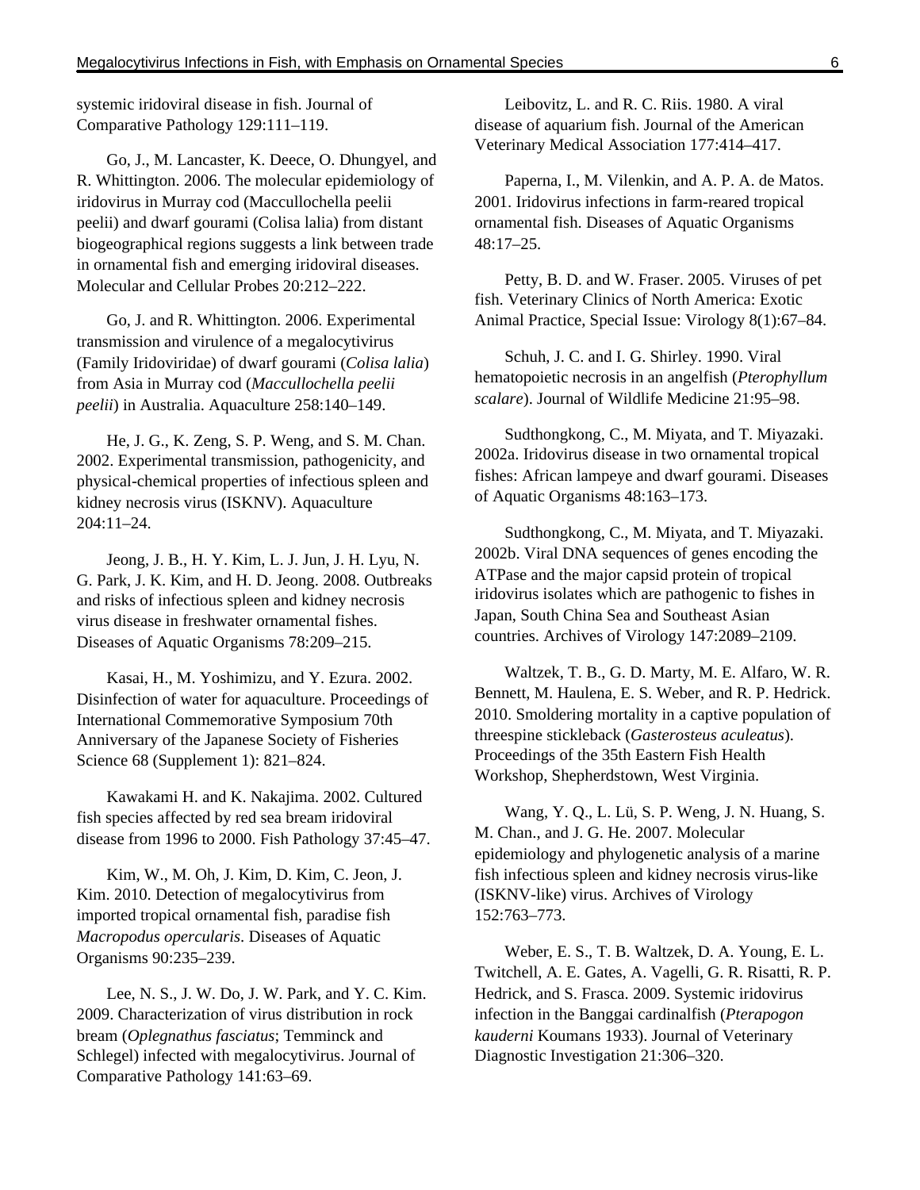systemic iridoviral disease in fish. Journal of Comparative Pathology 129:111–119.

Go, J., M. Lancaster, K. Deece, O. Dhungyel, and R. Whittington. 2006. The molecular epidemiology of iridovirus in Murray cod (Maccullochella peelii peelii) and dwarf gourami (Colisa lalia) from distant biogeographical regions suggests a link between trade in ornamental fish and emerging iridoviral diseases. Molecular and Cellular Probes 20:212–222.

Go, J. and R. Whittington. 2006. Experimental transmission and virulence of a megalocytivirus (Family Iridoviridae) of dwarf gourami (*Colisa lalia*) from Asia in Murray cod (*Maccullochella peelii peelii*) in Australia. Aquaculture 258:140–149.

He, J. G., K. Zeng, S. P. Weng, and S. M. Chan. 2002. Experimental transmission, pathogenicity, and physical-chemical properties of infectious spleen and kidney necrosis virus (ISKNV). Aquaculture 204:11–24.

Jeong, J. B., H. Y. Kim, L. J. Jun, J. H. Lyu, N. G. Park, J. K. Kim, and H. D. Jeong. 2008. Outbreaks and risks of infectious spleen and kidney necrosis virus disease in freshwater ornamental fishes. Diseases of Aquatic Organisms 78:209–215.

Kasai, H., M. Yoshimizu, and Y. Ezura. 2002. Disinfection of water for aquaculture. Proceedings of International Commemorative Symposium 70th Anniversary of the Japanese Society of Fisheries Science 68 (Supplement 1): 821–824.

Kawakami H. and K. Nakajima. 2002. Cultured fish species affected by red sea bream iridoviral disease from 1996 to 2000. Fish Pathology 37:45–47.

Kim, W., M. Oh, J. Kim, D. Kim, C. Jeon, J. Kim. 2010. Detection of megalocytivirus from imported tropical ornamental fish, paradise fish *Macropodus opercularis*. Diseases of Aquatic Organisms 90:235–239.

Lee, N. S., J. W. Do, J. W. Park, and Y. C. Kim. 2009. Characterization of virus distribution in rock bream (*Oplegnathus fasciatus*; Temminck and Schlegel) infected with megalocytivirus. Journal of Comparative Pathology 141:63–69.

Leibovitz, L. and R. C. Riis. 1980. A viral disease of aquarium fish. Journal of the American Veterinary Medical Association 177:414–417.

Paperna, I., M. Vilenkin, and A. P. A. de Matos. 2001. Iridovirus infections in farm-reared tropical ornamental fish. Diseases of Aquatic Organisms 48:17–25.

Petty, B. D. and W. Fraser. 2005. Viruses of pet fish. Veterinary Clinics of North America: Exotic Animal Practice, Special Issue: Virology 8(1):67–84.

Schuh, J. C. and I. G. Shirley. 1990. Viral hematopoietic necrosis in an angelfish (*Pterophyllum scalare*). Journal of Wildlife Medicine 21:95–98.

Sudthongkong, C., M. Miyata, and T. Miyazaki. 2002a. Iridovirus disease in two ornamental tropical fishes: African lampeye and dwarf gourami. Diseases of Aquatic Organisms 48:163–173.

Sudthongkong, C., M. Miyata, and T. Miyazaki. 2002b. Viral DNA sequences of genes encoding the ATPase and the major capsid protein of tropical iridovirus isolates which are pathogenic to fishes in Japan, South China Sea and Southeast Asian countries. Archives of Virology 147:2089–2109.

Waltzek, T. B., G. D. Marty, M. E. Alfaro, W. R. Bennett, M. Haulena, E. S. Weber, and R. P. Hedrick. 2010. Smoldering mortality in a captive population of threespine stickleback (*Gasterosteus aculeatus*). Proceedings of the 35th Eastern Fish Health Workshop, Shepherdstown, West Virginia.

Wang, Y. Q., L. Lü, S. P. Weng, J. N. Huang, S. M. Chan., and J. G. He. 2007. Molecular epidemiology and phylogenetic analysis of a marine fish infectious spleen and kidney necrosis virus-like (ISKNV-like) virus. Archives of Virology 152:763–773.

Weber, E. S., T. B. Waltzek, D. A. Young, E. L. Twitchell, A. E. Gates, A. Vagelli, G. R. Risatti, R. P. Hedrick, and S. Frasca. 2009. Systemic iridovirus infection in the Banggai cardinalfish (*Pterapogon kauderni* Koumans 1933). Journal of Veterinary Diagnostic Investigation 21:306–320.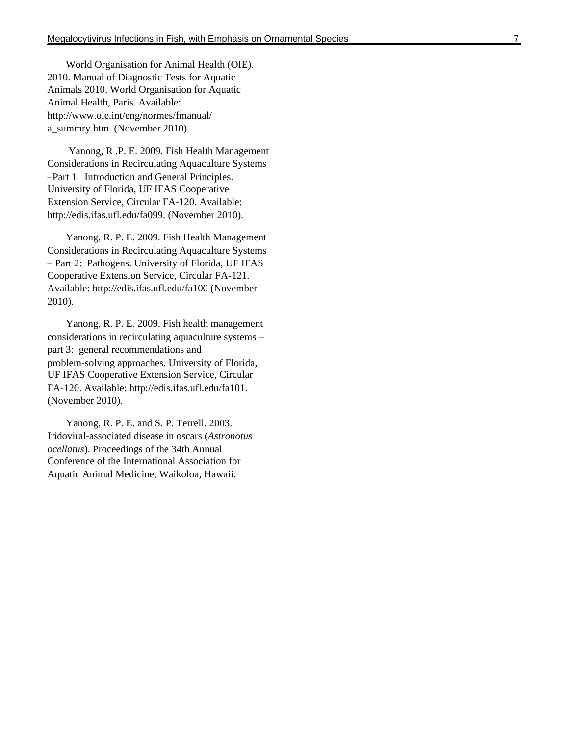World Organisation for Animal Health (OIE). 2010. Manual of Diagnostic Tests for Aquatic Animals 2010. World Organisation for Aquatic Animal Health, Paris. Available: http://www.oie.int/eng/normes/fmanual/a_summry.htm. (November 2010).

Yanong, R .P. E. 2009. Fish Health Management Considerations in Recirculating Aquaculture Systems –Part 1: Introduction and General Principles. University of Florida, UF IFAS Cooperative Extension Service, Circular FA-120. Available: http://edis.ifas.ufl.edu/fa099. (November 2010).

Yanong, R. P. E. 2009. Fish Health Management Considerations in Recirculating Aquaculture Systems – Part 2: Pathogens. University of Florida, UF IFAS Cooperative Extension Service, Circular FA-121. Available: http://edis.ifas.ufl.edu/fa100 (November 2010).

Yanong, R. P. E. 2009. Fish health management considerations in recirculating aquaculture systems – part 3: general recommendations and problem-solving approaches. University of Florida, UF IFAS Cooperative Extension Service, Circular FA-120. Available: http://edis.ifas.ufl.edu/fa101. (November 2010).

Yanong, R. P. E. and S. P. Terrell. 2003. Iridoviral-associated disease in oscars (*Astronotus ocellatus*). Proceedings of the 34th Annual Conference of the International Association for Aquatic Animal Medicine, Waikoloa, Hawaii.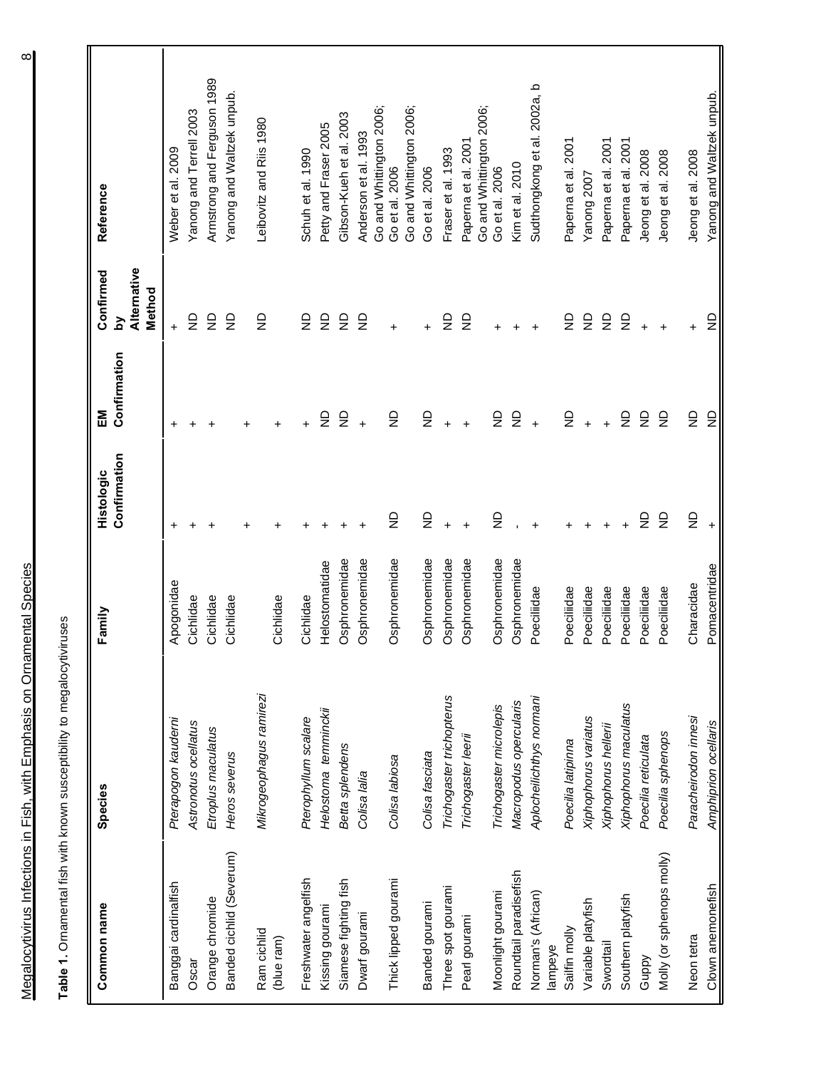**Table 1.** Ornamental fish with known susceptibility to megalocytiviruses

| Common name | Species | Family | Histologic Confirmation | EM Confirmation | Confirmed by Alternative Method | Reference |
|---|---|---|---|---|---|---|
| Banggai cardinalfish | *Pterapogon kauderni* | Apogonidae | + | + | + | Weber et al. 2009 |
| Oscar | *Astronotus ocellatus* | Cichlidae | + | + | ND | Yanong and Terrell 2003 |
| Orange chromide | *Etroplus maculatus* | Cichlidae | + | + | ND | Armstrong and Ferguson 1989 |
| Banded cichlid (Severum) | *Heros severus* | Cichlidae | + | + | ND | Yanong and Waltzek unpub. |
| Ram cichlid (blue ram) | *Mikrogeophagus ramirezi* | Cichlidae | + | + | ND | Leibovitz and Riis 1980 |
| Freshwater angelfish | *Pterophyllum scalare* | Cichlidae | + | + | ND | Schuh et al. 1990 |
| Kissing gourami | *Helostoma temminckii* | Helostomatidae | + | ND | ND | Petty and Fraser 2005 |
| Siamese fighting fish | *Betta splendens* | Osphronemidae | + | ND | ND | Gibson-Kueh et al. 2003 |
| Dwarf gourami | *Colisa lalia* | Osphronemidae | + | + | ND | Anderson et al. 1993 |
| Thick lipped gourami | *Colisa labiosa* | Osphronemidae | ND | ND | + | Go and Whittington 2006; Go et al. 2006 |
| Banded gourami | *Colisa fasciata* | Osphronemidae | ND | ND | + | Go and Whittington 2006; Go et al. 2006 |
| Three spot gourami | *Trichogaster trichopterus* | Osphronemidae | + | + | ND | Fraser et al. 1993 |
| Pearl gourami | *Trichogaster leerii* | Osphronemidae | + | + | ND | Paperna et al. 2001 |
| Moonlight gourami | *Trichogaster microlepis* | Osphronemidae | ND | ND | + | Go and Whittington 2006; Go et al. 2006 |
| Roundtail paradisefish | *Macropodus opercularis* | Osphronemidae | - | ND | + | Kim et al. 2010 |
| Norman's (African) lampeye | *Aplocheilichthys normani* | Poeciliidae | + | + | + | Sudthongkong et al. 2002a, b |
| Sailfin molly | *Poecilia latipinna* | Poeciliidae | + | ND | ND | Paperna et al. 2001 |
| Variable platyfish | *Xiphophorus variatus* | Poeciliidae | + | + | ND | Yanong 2007 |
| Swordtail | *Xiphophorus hellerii* | Poeciliidae | + | + | ND | Paperna et al. 2001 |
| Southern platyfish | *Xiphophorus maculatus* | Poeciliidae | + | ND | ND | Paperna et al. 2001 |
| Guppy | *Poecilia reticulata* | Poeciliidae | ND | ND | + | Jeong et al. 2008 |
| Molly (or sphenops molly) | *Poecilia sphenops* | Poeciliidae | ND | ND | + | Jeong et al. 2008 |
| Neon tetra | *Paracheirodon innesi* | Characidae | ND | ND | + | Jeong et al. 2008 |
| Clown anemonefish | *Amphiprion ocellaris* | Pomacentridae | + | ND | ND | Yanong and Waltzek unpub. |